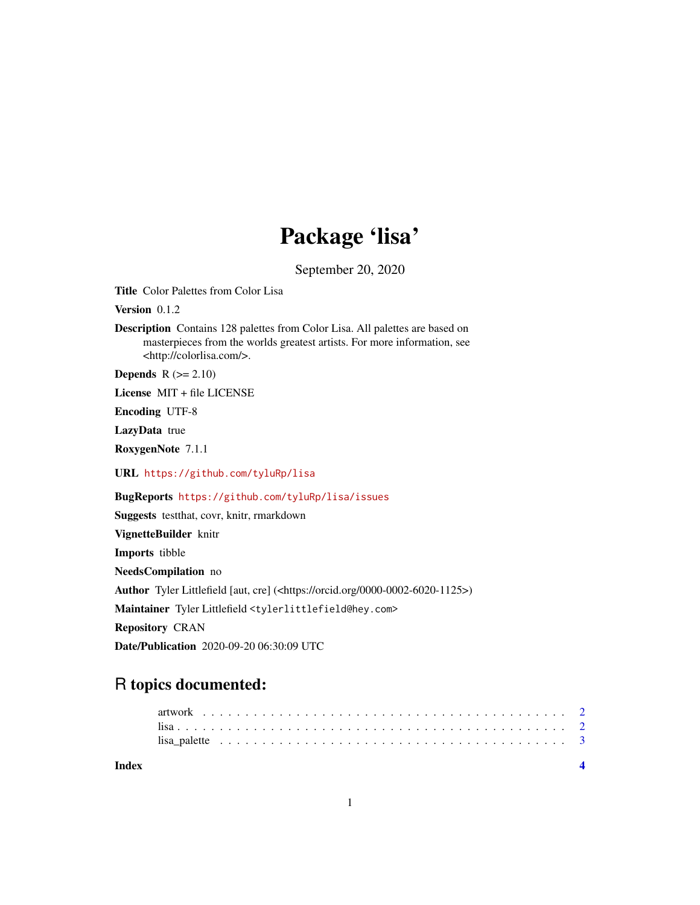# Package 'lisa'

September 20, 2020

**Title** Color Palettes from Color Lisa

**Version** 0.1.2

**Description** Contains 128 palettes from Color Lisa. All palettes are based on masterpieces from the worlds greatest artists. For more information, see <http://colorlisa.com/>.

**Depends** R (>= 2.10)

**License** MIT + file LICENSE

**Encoding** UTF-8

**LazyData** true

**RoxygenNote** 7.1.1

**URL** https://github.com/tyluRp/lisa

**BugReports** https://github.com/tyluRp/lisa/issues

**Suggests** testthat, covr, knitr, rmarkdown

**VignetteBuilder** knitr

**Imports** tibble

**NeedsCompilation** no

**Author** Tyler Littlefield [aut, cre] (<https://orcid.org/0000-0002-6020-1125>)

**Maintainer** Tyler Littlefield <tylerlittlefield@hey.com>

**Repository** CRAN

**Date/Publication** 2020-09-20 06:30:09 UTC

## R topics documented:

- artwork . . . . . . . . . . . . . . . . . . . . . . . . . . . . . . . . . . . . . . . . . . 2
- lisa . . . . . . . . . . . . . . . . . . . . . . . . . . . . . . . . . . . . . . . . . . . . . 2
- lisa_palette . . . . . . . . . . . . . . . . . . . . . . . . . . . . . . . . . . . . . . . 3

**Index** **4**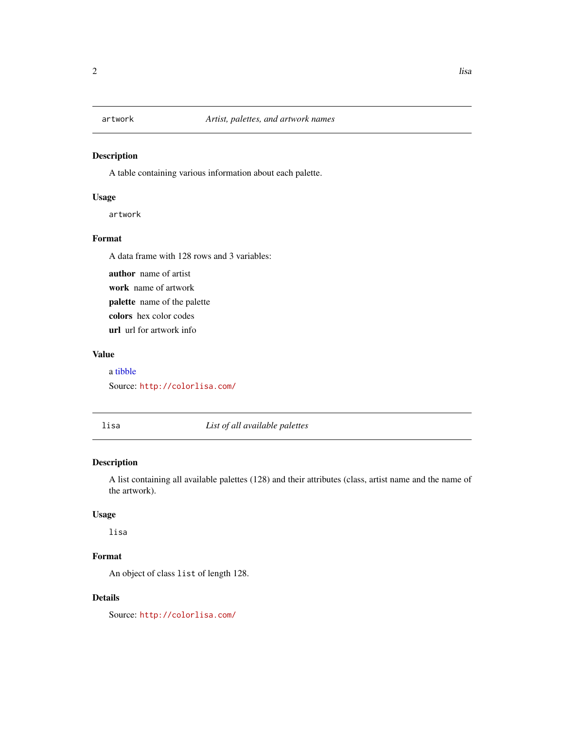## artwork — *Artist, palettes, and artwork names*

### Description

A table containing various information about each palette.

### Usage

```
artwork
```

### Format

A data frame with 128 rows and 3 variables:

**author** name of artist

**work** name of artwork

**palette** name of the palette

**colors** hex color codes

**url** url for artwork info

### Value

a tibble

Source: http://colorlisa.com/

## lisa — *List of all available palettes*

### Description

A list containing all available palettes (128) and their attributes (class, artist name and the name of the artwork).

### Usage

```
lisa
```

### Format

An object of class `list` of length 128.

### Details

Source: http://colorlisa.com/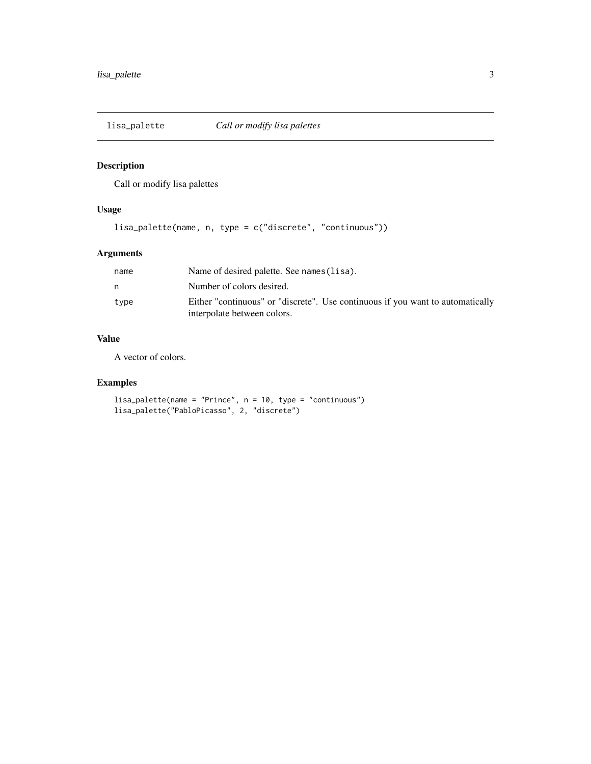## lisa_palette — *Call or modify lisa palettes*

### Description

Call or modify lisa palettes

### Usage

```
lisa_palette(name, n, type = c("discrete", "continuous"))
```

### Arguments

| | |
|---|---|
| `name` | Name of desired palette. See `names(lisa)`. |
| `n` | Number of colors desired. |
| `type` | Either "continuous" or "discrete". Use continuous if you want to automatically interpolate between colors. |

### Value

A vector of colors.

### Examples

```
lisa_palette(name = "Prince", n = 10, type = "continuous")
lisa_palette("PabloPicasso", 2, "discrete")
```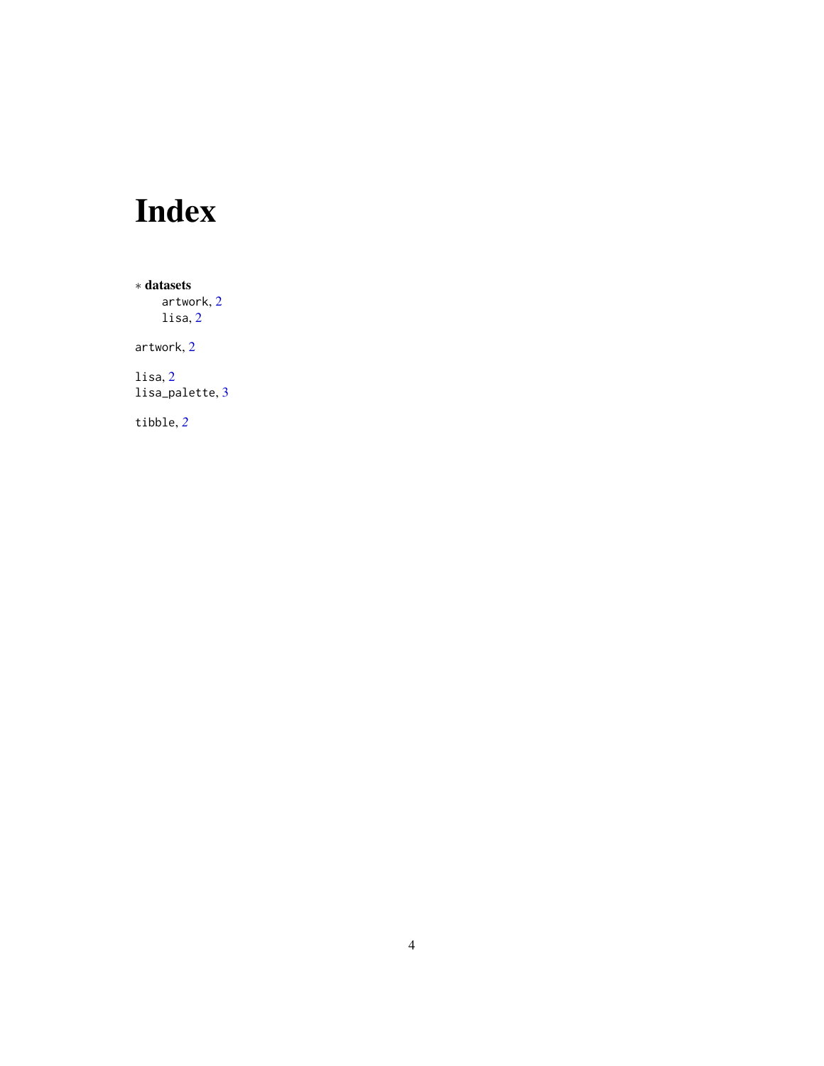# Index

∗ **datasets**
    artwork, 2
    lisa, 2

artwork, 2

lisa, 2
lisa_palette, 3

tibble, *2*